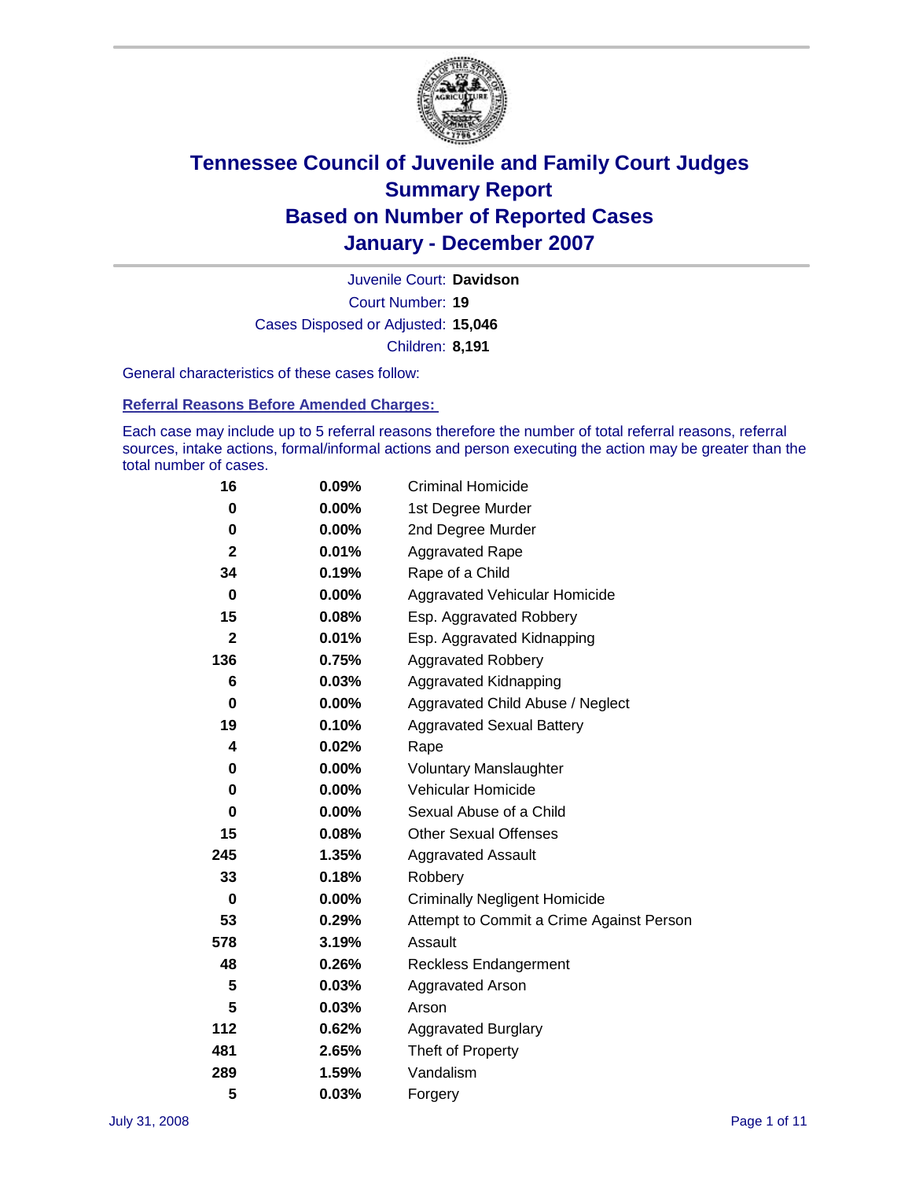# Tennessee Council of Juvenile and Family Court Judges
## Summary Report
## Based on Number of Reported Cases
## January - December 2007

Juvenile Court: **Davidson**
Court Number: **19**
Cases Disposed or Adjusted: **15,046**
Children: **8,191**

General characteristics of these cases follow:

### Referral Reasons Before Amended Charges:

Each case may include up to 5 referral reasons therefore the number of total referral reasons, referral sources, intake actions, formal/informal actions and person executing the action may be greater than the total number of cases.

| | | |
|---|---|---|
| 16 | 0.09% | Criminal Homicide |
| 0 | 0.00% | 1st Degree Murder |
| 0 | 0.00% | 2nd Degree Murder |
| 2 | 0.01% | Aggravated Rape |
| 34 | 0.19% | Rape of a Child |
| 0 | 0.00% | Aggravated Vehicular Homicide |
| 15 | 0.08% | Esp. Aggravated Robbery |
| 2 | 0.01% | Esp. Aggravated Kidnapping |
| 136 | 0.75% | Aggravated Robbery |
| 6 | 0.03% | Aggravated Kidnapping |
| 0 | 0.00% | Aggravated Child Abuse / Neglect |
| 19 | 0.10% | Aggravated Sexual Battery |
| 4 | 0.02% | Rape |
| 0 | 0.00% | Voluntary Manslaughter |
| 0 | 0.00% | Vehicular Homicide |
| 0 | 0.00% | Sexual Abuse of a Child |
| 15 | 0.08% | Other Sexual Offenses |
| 245 | 1.35% | Aggravated Assault |
| 33 | 0.18% | Robbery |
| 0 | 0.00% | Criminally Negligent Homicide |
| 53 | 0.29% | Attempt to Commit a Crime Against Person |
| 578 | 3.19% | Assault |
| 48 | 0.26% | Reckless Endangerment |
| 5 | 0.03% | Aggravated Arson |
| 5 | 0.03% | Arson |
| 112 | 0.62% | Aggravated Burglary |
| 481 | 2.65% | Theft of Property |
| 289 | 1.59% | Vandalism |
| 5 | 0.03% | Forgery |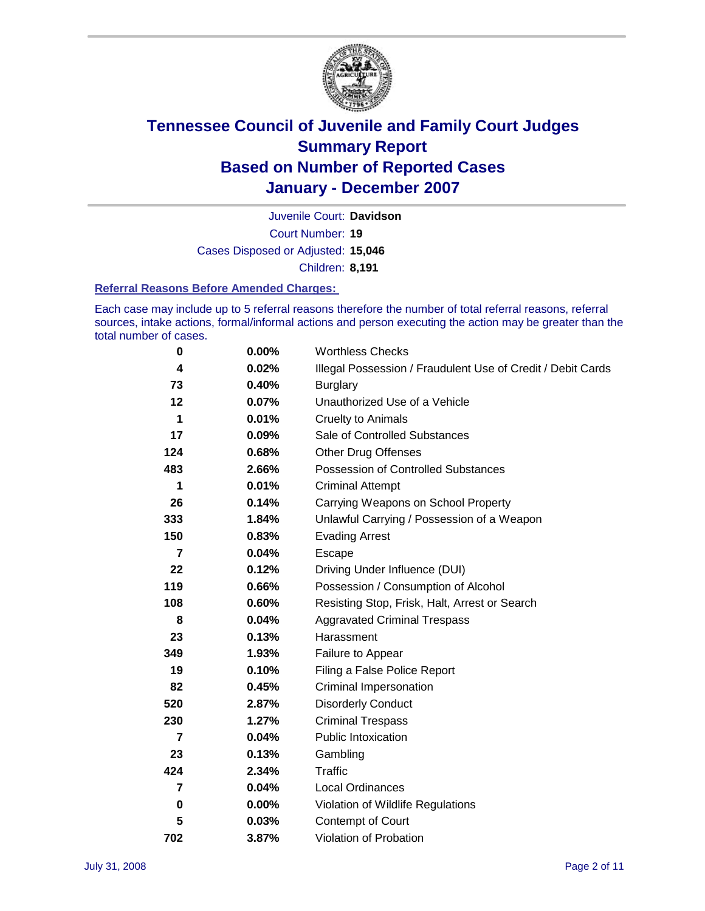# Tennessee Council of Juvenile and Family Court Judges
## Summary Report
## Based on Number of Reported Cases
## January - December 2007

Juvenile Court: **Davidson**

Court Number: **19**

Cases Disposed or Adjusted: **15,046**

Children: **8,191**

### Referral Reasons Before Amended Charges:

Each case may include up to 5 referral reasons therefore the number of total referral reasons, referral sources, intake actions, formal/informal actions and person executing the action may be greater than the total number of cases.

| Count | Percent | Referral Reason |
|---|---|---|
| 0 | 0.00% | Worthless Checks |
| 4 | 0.02% | Illegal Possession / Fraudulent Use of Credit / Debit Cards |
| 73 | 0.40% | Burglary |
| 12 | 0.07% | Unauthorized Use of a Vehicle |
| 1 | 0.01% | Cruelty to Animals |
| 17 | 0.09% | Sale of Controlled Substances |
| 124 | 0.68% | Other Drug Offenses |
| 483 | 2.66% | Possession of Controlled Substances |
| 1 | 0.01% | Criminal Attempt |
| 26 | 0.14% | Carrying Weapons on School Property |
| 333 | 1.84% | Unlawful Carrying / Possession of a Weapon |
| 150 | 0.83% | Evading Arrest |
| 7 | 0.04% | Escape |
| 22 | 0.12% | Driving Under Influence (DUI) |
| 119 | 0.66% | Possession / Consumption of Alcohol |
| 108 | 0.60% | Resisting Stop, Frisk, Halt, Arrest or Search |
| 8 | 0.04% | Aggravated Criminal Trespass |
| 23 | 0.13% | Harassment |
| 349 | 1.93% | Failure to Appear |
| 19 | 0.10% | Filing a False Police Report |
| 82 | 0.45% | Criminal Impersonation |
| 520 | 2.87% | Disorderly Conduct |
| 230 | 1.27% | Criminal Trespass |
| 7 | 0.04% | Public Intoxication |
| 23 | 0.13% | Gambling |
| 424 | 2.34% | Traffic |
| 7 | 0.04% | Local Ordinances |
| 0 | 0.00% | Violation of Wildlife Regulations |
| 5 | 0.03% | Contempt of Court |
| 702 | 3.87% | Violation of Probation |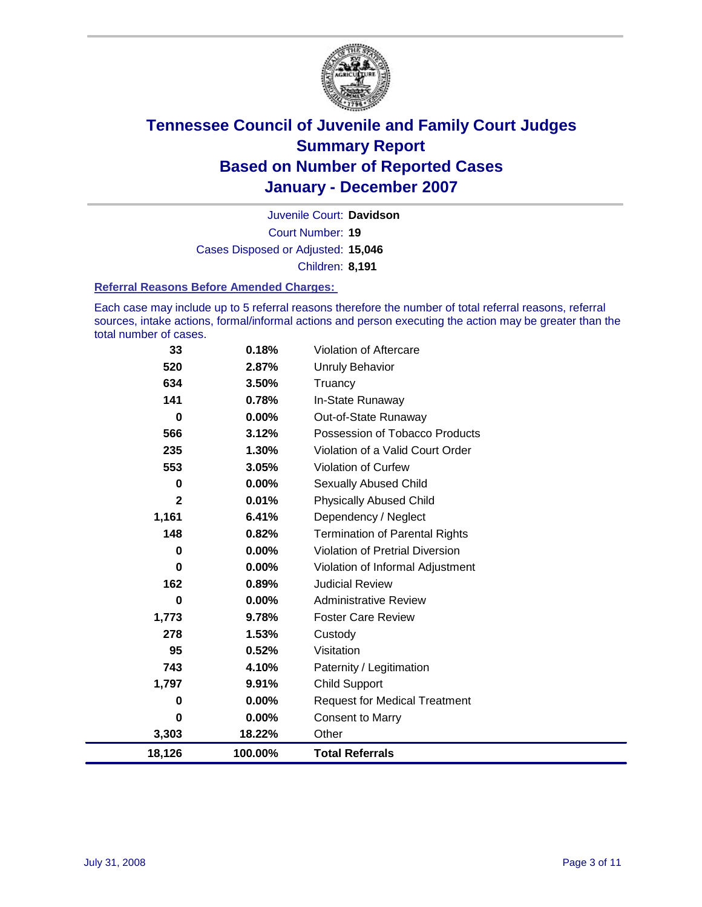# Tennessee Council of Juvenile and Family Court Judges
## Summary Report
## Based on Number of Reported Cases
## January - December 2007

Juvenile Court: **Davidson**

Court Number: **19**

Cases Disposed or Adjusted: **15,046**

Children: **8,191**

### Referral Reasons Before Amended Charges:

Each case may include up to 5 referral reasons therefore the number of total referral reasons, referral sources, intake actions, formal/informal actions and person executing the action may be greater than the total number of cases.

| Count | Percent | Referral Reason |
|---|---|---|
| 33 | 0.18% | Violation of Aftercare |
| 520 | 2.87% | Unruly Behavior |
| 634 | 3.50% | Truancy |
| 141 | 0.78% | In-State Runaway |
| 0 | 0.00% | Out-of-State Runaway |
| 566 | 3.12% | Possession of Tobacco Products |
| 235 | 1.30% | Violation of a Valid Court Order |
| 553 | 3.05% | Violation of Curfew |
| 0 | 0.00% | Sexually Abused Child |
| 2 | 0.01% | Physically Abused Child |
| 1,161 | 6.41% | Dependency / Neglect |
| 148 | 0.82% | Termination of Parental Rights |
| 0 | 0.00% | Violation of Pretrial Diversion |
| 0 | 0.00% | Violation of Informal Adjustment |
| 162 | 0.89% | Judicial Review |
| 0 | 0.00% | Administrative Review |
| 1,773 | 9.78% | Foster Care Review |
| 278 | 1.53% | Custody |
| 95 | 0.52% | Visitation |
| 743 | 4.10% | Paternity / Legitimation |
| 1,797 | 9.91% | Child Support |
| 0 | 0.00% | Request for Medical Treatment |
| 0 | 0.00% | Consent to Marry |
| 3,303 | 18.22% | Other |
| **18,126** | **100.00%** | **Total Referrals** |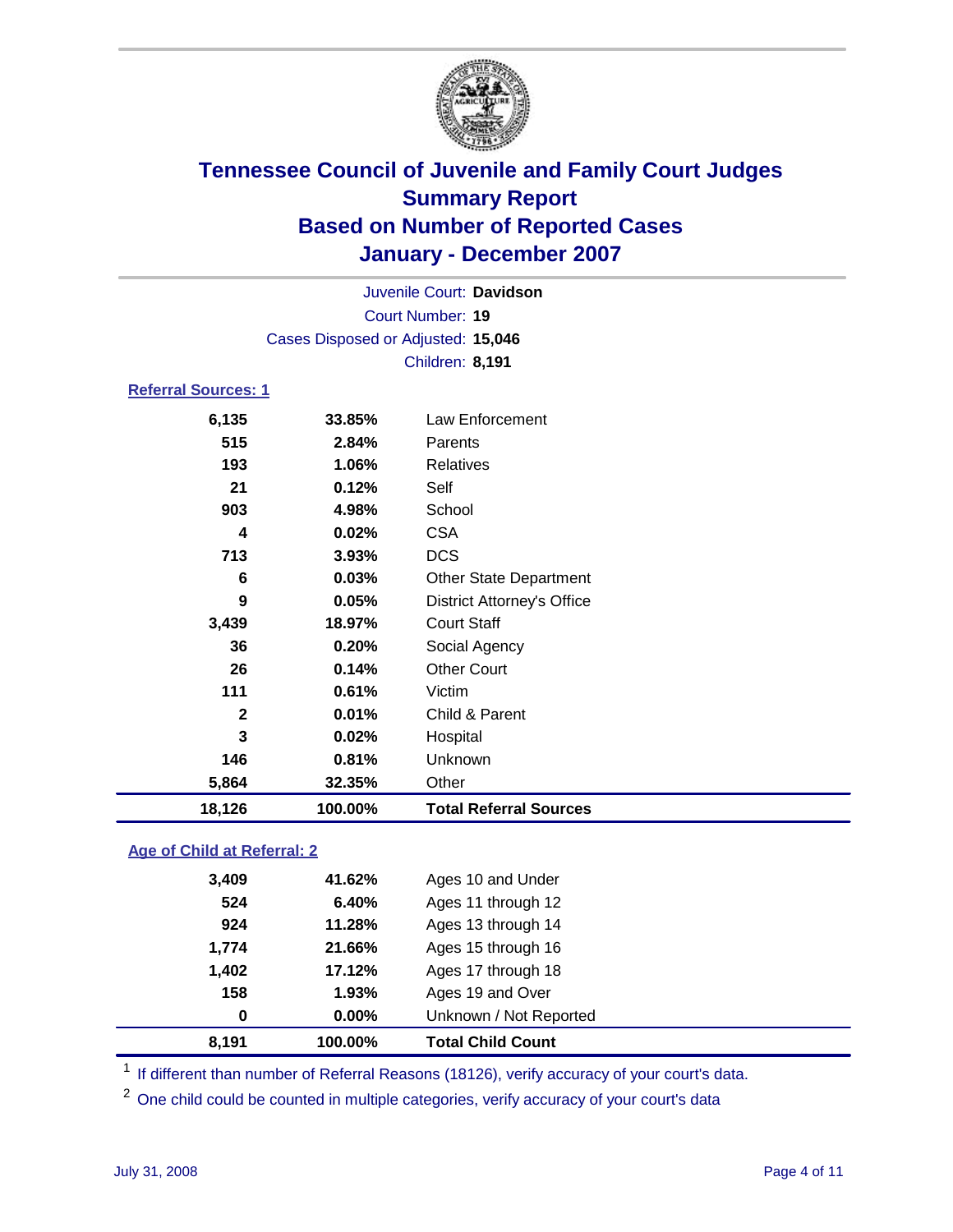# Tennessee Council of Juvenile and Family Court Judges
## Summary Report
## Based on Number of Reported Cases
## January - December 2007

Juvenile Court: **Davidson**
Court Number: **19**
Cases Disposed or Adjusted: **15,046**
Children: **8,191**

### Referral Sources: 1

| Count | Percent | Source |
|---|---|---|
| 6,135 | 33.85% | Law Enforcement |
| 515 | 2.84% | Parents |
| 193 | 1.06% | Relatives |
| 21 | 0.12% | Self |
| 903 | 4.98% | School |
| 4 | 0.02% | CSA |
| 713 | 3.93% | DCS |
| 6 | 0.03% | Other State Department |
| 9 | 0.05% | District Attorney's Office |
| 3,439 | 18.97% | Court Staff |
| 36 | 0.20% | Social Agency |
| 26 | 0.14% | Other Court |
| 111 | 0.61% | Victim |
| 2 | 0.01% | Child & Parent |
| 3 | 0.02% | Hospital |
| 146 | 0.81% | Unknown |
| 5,864 | 32.35% | Other |
| **18,126** | **100.00%** | **Total Referral Sources** |

### Age of Child at Referral: 2

| Count | Percent | Age |
|---|---|---|
| 3,409 | 41.62% | Ages 10 and Under |
| 524 | 6.40% | Ages 11 through 12 |
| 924 | 11.28% | Ages 13 through 14 |
| 1,774 | 21.66% | Ages 15 through 16 |
| 1,402 | 17.12% | Ages 17 through 18 |
| 158 | 1.93% | Ages 19 and Over |
| 0 | 0.00% | Unknown / Not Reported |
| **8,191** | **100.00%** | **Total Child Count** |

[1] If different than number of Referral Reasons (18126), verify accuracy of your court's data.

[2] One child could be counted in multiple categories, verify accuracy of your court's data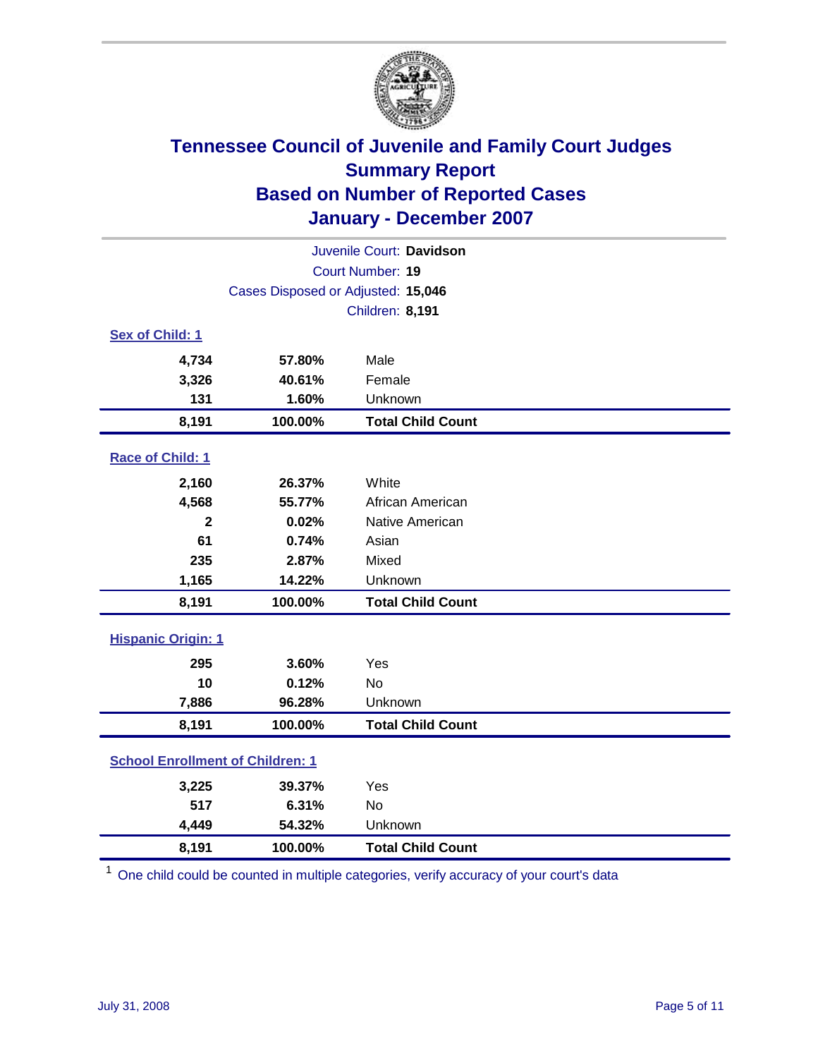# Tennessee Council of Juvenile and Family Court Judges
## Summary Report
## Based on Number of Reported Cases
## January - December 2007

Juvenile Court: **Davidson**

Court Number: **19**

Cases Disposed or Adjusted: **15,046**

Children: **8,191**

### Sex of Child: 1

| Count | Percent | Category |
|---|---|---|
| 4,734 | 57.80% | Male |
| 3,326 | 40.61% | Female |
| 131 | 1.60% | Unknown |
| **8,191** | **100.00%** | **Total Child Count** |

### Race of Child: 1

| Count | Percent | Category |
|---|---|---|
| 2,160 | 26.37% | White |
| 4,568 | 55.77% | African American |
| 2 | 0.02% | Native American |
| 61 | 0.74% | Asian |
| 235 | 2.87% | Mixed |
| 1,165 | 14.22% | Unknown |
| **8,191** | **100.00%** | **Total Child Count** |

### Hispanic Origin: 1

| Count | Percent | Category |
|---|---|---|
| 295 | 3.60% | Yes |
| 10 | 0.12% | No |
| 7,886 | 96.28% | Unknown |
| **8,191** | **100.00%** | **Total Child Count** |

### School Enrollment of Children: 1

| Count | Percent | Category |
|---|---|---|
| 3,225 | 39.37% | Yes |
| 517 | 6.31% | No |
| 4,449 | 54.32% | Unknown |
| **8,191** | **100.00%** | **Total Child Count** |

[1] One child could be counted in multiple categories, verify accuracy of your court's data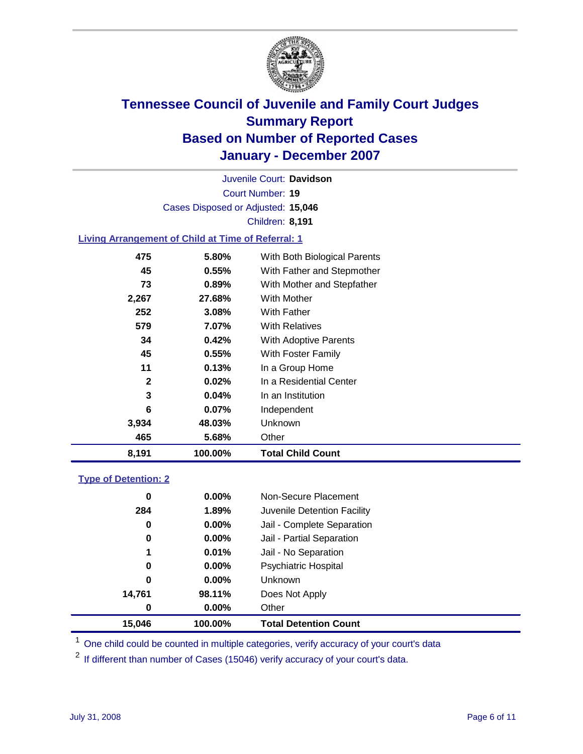# Tennessee Council of Juvenile and Family Court Judges
# Summary Report
# Based on Number of Reported Cases
# January - December 2007

Juvenile Court: **Davidson**

Court Number: **19**

Cases Disposed or Adjusted: **15,046**

Children: **8,191**

### Living Arrangement of Child at Time of Referral: 1

| | | |
|---|---|---|
| 475 | 5.80% | With Both Biological Parents |
| 45 | 0.55% | With Father and Stepmother |
| 73 | 0.89% | With Mother and Stepfather |
| 2,267 | 27.68% | With Mother |
| 252 | 3.08% | With Father |
| 579 | 7.07% | With Relatives |
| 34 | 0.42% | With Adoptive Parents |
| 45 | 0.55% | With Foster Family |
| 11 | 0.13% | In a Group Home |
| 2 | 0.02% | In a Residential Center |
| 3 | 0.04% | In an Institution |
| 6 | 0.07% | Independent |
| 3,934 | 48.03% | Unknown |
| 465 | 5.68% | Other |
| **8,191** | **100.00%** | **Total Child Count** |

### Type of Detention: 2

| | | |
|---|---|---|
| 0 | 0.00% | Non-Secure Placement |
| 284 | 1.89% | Juvenile Detention Facility |
| 0 | 0.00% | Jail - Complete Separation |
| 0 | 0.00% | Jail - Partial Separation |
| 1 | 0.01% | Jail - No Separation |
| 0 | 0.00% | Psychiatric Hospital |
| 0 | 0.00% | Unknown |
| 14,761 | 98.11% | Does Not Apply |
| 0 | 0.00% | Other |
| **15,046** | **100.00%** | **Total Detention Count** |

[1] One child could be counted in multiple categories, verify accuracy of your court's data

[2] If different than number of Cases (15046) verify accuracy of your court's data.

July 31, 2008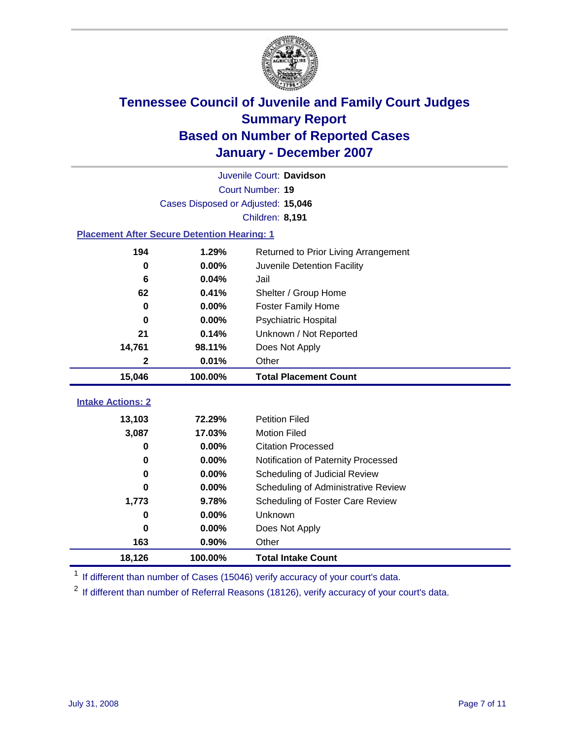# Tennessee Council of Juvenile and Family Court Judges
## Summary Report
## Based on Number of Reported Cases
## January - December 2007

Juvenile Court: **Davidson**
Court Number: **19**
Cases Disposed or Adjusted: **15,046**
Children: **8,191**

### Placement After Secure Detention Hearing: 1

| Count | Percent | Placement |
|---|---|---|
| 194 | 1.29% | Returned to Prior Living Arrangement |
| 0 | 0.00% | Juvenile Detention Facility |
| 6 | 0.04% | Jail |
| 62 | 0.41% | Shelter / Group Home |
| 0 | 0.00% | Foster Family Home |
| 0 | 0.00% | Psychiatric Hospital |
| 21 | 0.14% | Unknown / Not Reported |
| 14,761 | 98.11% | Does Not Apply |
| 2 | 0.01% | Other |
| **15,046** | **100.00%** | **Total Placement Count** |

### Intake Actions: 2

| Count | Percent | Intake Action |
|---|---|---|
| 13,103 | 72.29% | Petition Filed |
| 3,087 | 17.03% | Motion Filed |
| 0 | 0.00% | Citation Processed |
| 0 | 0.00% | Notification of Paternity Processed |
| 0 | 0.00% | Scheduling of Judicial Review |
| 0 | 0.00% | Scheduling of Administrative Review |
| 1,773 | 9.78% | Scheduling of Foster Care Review |
| 0 | 0.00% | Unknown |
| 0 | 0.00% | Does Not Apply |
| 163 | 0.90% | Other |
| **18,126** | **100.00%** | **Total Intake Count** |

[1] If different than number of Cases (15046) verify accuracy of your court's data.

[2] If different than number of Referral Reasons (18126), verify accuracy of your court's data.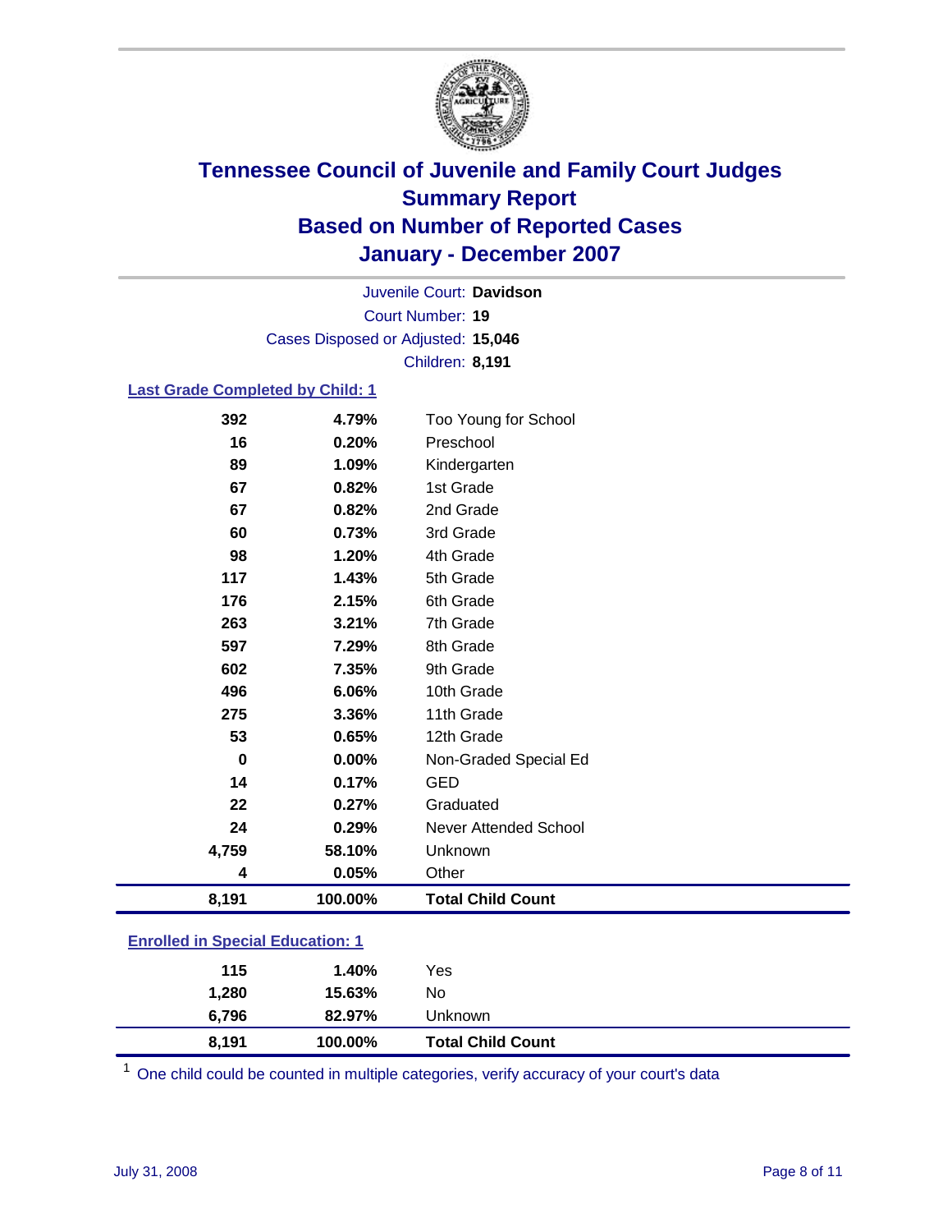# Tennessee Council of Juvenile and Family Court Judges
# Summary Report
# Based on Number of Reported Cases
# January - December 2007

Juvenile Court: **Davidson**
Court Number: **19**
Cases Disposed or Adjusted: **15,046**
Children: **8,191**

## Last Grade Completed by Child: 1

| Count | Percent | Category |
|---|---|---|
| 392 | 4.79% | Too Young for School |
| 16 | 0.20% | Preschool |
| 89 | 1.09% | Kindergarten |
| 67 | 0.82% | 1st Grade |
| 67 | 0.82% | 2nd Grade |
| 60 | 0.73% | 3rd Grade |
| 98 | 1.20% | 4th Grade |
| 117 | 1.43% | 5th Grade |
| 176 | 2.15% | 6th Grade |
| 263 | 3.21% | 7th Grade |
| 597 | 7.29% | 8th Grade |
| 602 | 7.35% | 9th Grade |
| 496 | 6.06% | 10th Grade |
| 275 | 3.36% | 11th Grade |
| 53 | 0.65% | 12th Grade |
| 0 | 0.00% | Non-Graded Special Ed |
| 14 | 0.17% | GED |
| 22 | 0.27% | Graduated |
| 24 | 0.29% | Never Attended School |
| 4,759 | 58.10% | Unknown |
| 4 | 0.05% | Other |
| **8,191** | **100.00%** | **Total Child Count** |

## Enrolled in Special Education: 1

| Count | Percent | Category |
|---|---|---|
| 115 | 1.40% | Yes |
| 1,280 | 15.63% | No |
| 6,796 | 82.97% | Unknown |
| **8,191** | **100.00%** | **Total Child Count** |

[1] One child could be counted in multiple categories, verify accuracy of your court's data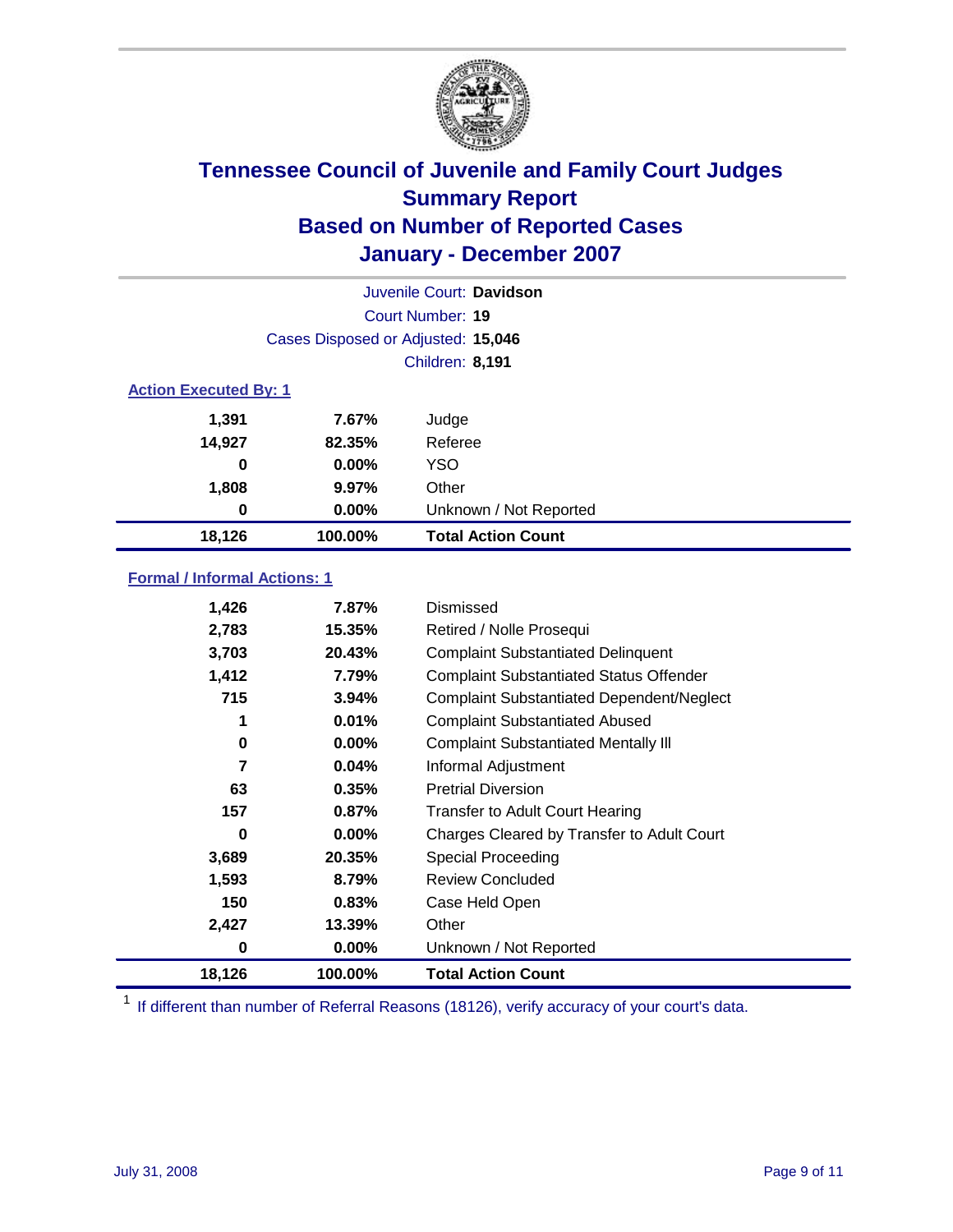# Tennessee Council of Juvenile and Family Court Judges
## Summary Report
## Based on Number of Reported Cases
## January - December 2007

Juvenile Court: **Davidson**

Court Number: **19**

Cases Disposed or Adjusted: **15,046**

Children: **8,191**

### Action Executed By: 1

| | | |
|---|---|---|
| 1,391 | 7.67% | Judge |
| 14,927 | 82.35% | Referee |
| 0 | 0.00% | YSO |
| 1,808 | 9.97% | Other |
| 0 | 0.00% | Unknown / Not Reported |
| **18,126** | **100.00%** | **Total Action Count** |

### Formal / Informal Actions: 1

| | | |
|---|---|---|
| 1,426 | 7.87% | Dismissed |
| 2,783 | 15.35% | Retired / Nolle Prosequi |
| 3,703 | 20.43% | Complaint Substantiated Delinquent |
| 1,412 | 7.79% | Complaint Substantiated Status Offender |
| 715 | 3.94% | Complaint Substantiated Dependent/Neglect |
| 1 | 0.01% | Complaint Substantiated Abused |
| 0 | 0.00% | Complaint Substantiated Mentally Ill |
| 7 | 0.04% | Informal Adjustment |
| 63 | 0.35% | Pretrial Diversion |
| 157 | 0.87% | Transfer to Adult Court Hearing |
| 0 | 0.00% | Charges Cleared by Transfer to Adult Court |
| 3,689 | 20.35% | Special Proceeding |
| 1,593 | 8.79% | Review Concluded |
| 150 | 0.83% | Case Held Open |
| 2,427 | 13.39% | Other |
| 0 | 0.00% | Unknown / Not Reported |
| **18,126** | **100.00%** | **Total Action Count** |

[1] If different than number of Referral Reasons (18126), verify accuracy of your court's data.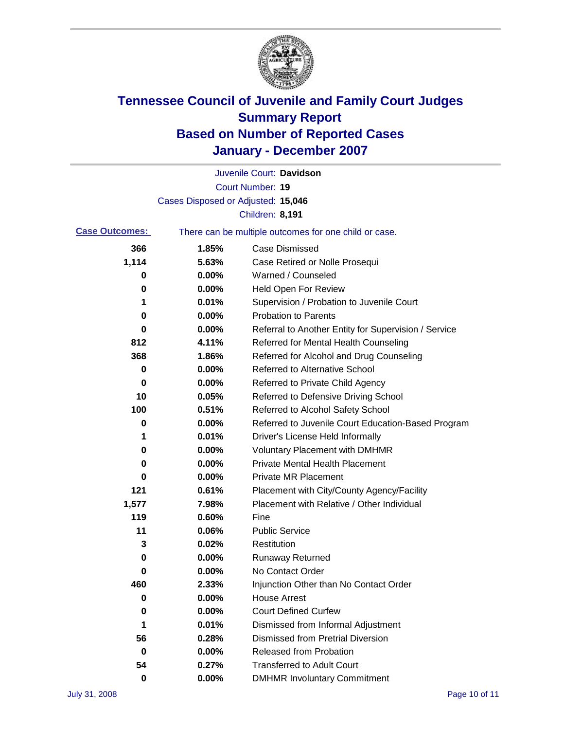# Tennessee Council of Juvenile and Family Court Judges
# Summary Report
# Based on Number of Reported Cases
# January - December 2007

Juvenile Court: **Davidson**

Court Number: **19**

Cases Disposed or Adjusted: **15,046**

Children: **8,191**

**Case Outcomes:** There can be multiple outcomes for one child or case.

| Count | Percent | Outcome |
|---|---|---|
| 366 | 1.85% | Case Dismissed |
| 1,114 | 5.63% | Case Retired or Nolle Prosequi |
| 0 | 0.00% | Warned / Counseled |
| 0 | 0.00% | Held Open For Review |
| 1 | 0.01% | Supervision / Probation to Juvenile Court |
| 0 | 0.00% | Probation to Parents |
| 0 | 0.00% | Referral to Another Entity for Supervision / Service |
| 812 | 4.11% | Referred for Mental Health Counseling |
| 368 | 1.86% | Referred for Alcohol and Drug Counseling |
| 0 | 0.00% | Referred to Alternative School |
| 0 | 0.00% | Referred to Private Child Agency |
| 10 | 0.05% | Referred to Defensive Driving School |
| 100 | 0.51% | Referred to Alcohol Safety School |
| 0 | 0.00% | Referred to Juvenile Court Education-Based Program |
| 1 | 0.01% | Driver's License Held Informally |
| 0 | 0.00% | Voluntary Placement with DMHMR |
| 0 | 0.00% | Private Mental Health Placement |
| 0 | 0.00% | Private MR Placement |
| 121 | 0.61% | Placement with City/County Agency/Facility |
| 1,577 | 7.98% | Placement with Relative / Other Individual |
| 119 | 0.60% | Fine |
| 11 | 0.06% | Public Service |
| 3 | 0.02% | Restitution |
| 0 | 0.00% | Runaway Returned |
| 0 | 0.00% | No Contact Order |
| 460 | 2.33% | Injunction Other than No Contact Order |
| 0 | 0.00% | House Arrest |
| 0 | 0.00% | Court Defined Curfew |
| 1 | 0.01% | Dismissed from Informal Adjustment |
| 56 | 0.28% | Dismissed from Pretrial Diversion |
| 0 | 0.00% | Released from Probation |
| 54 | 0.27% | Transferred to Adult Court |
| 0 | 0.00% | DMHMR Involuntary Commitment |

July 31, 2008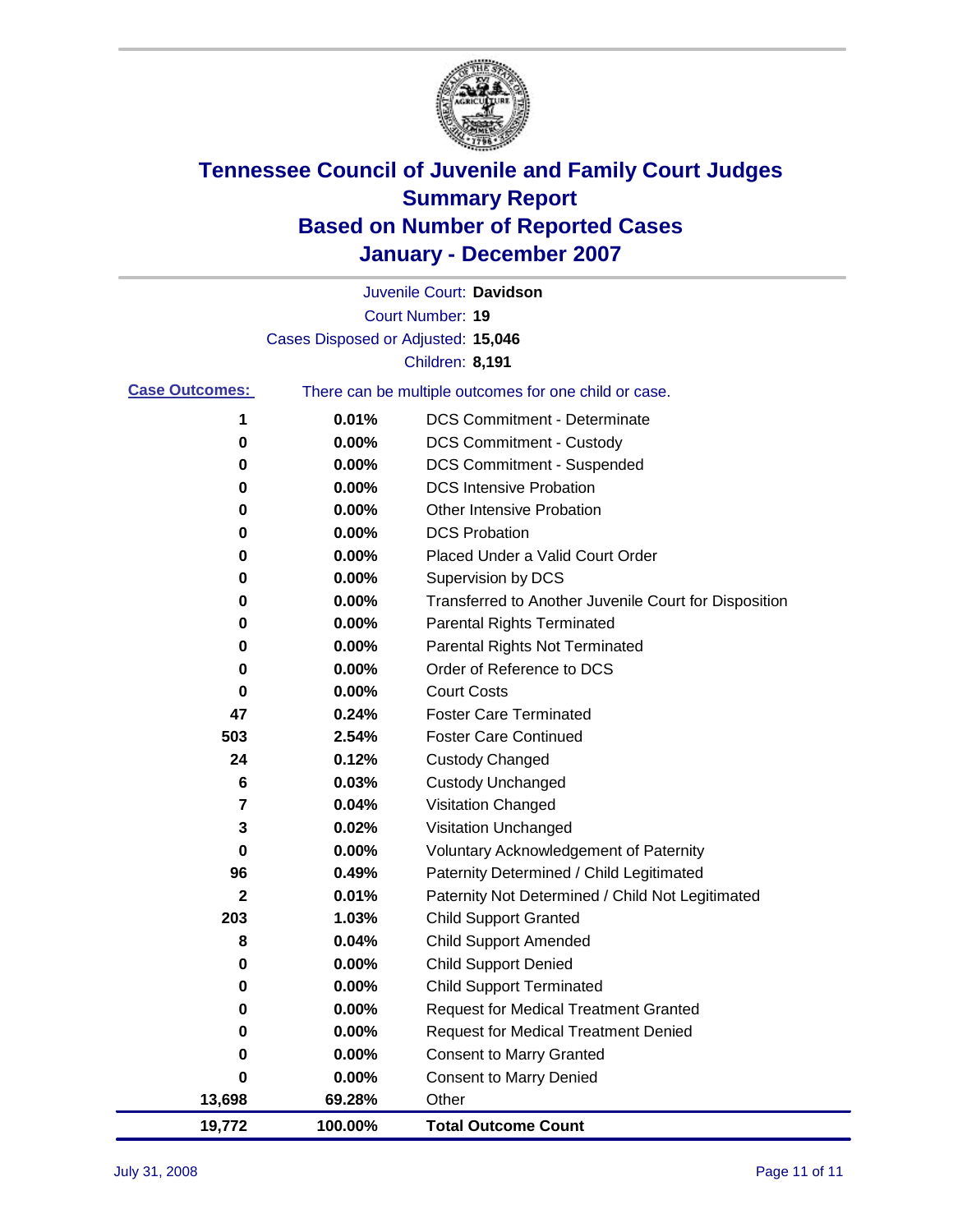# Tennessee Council of Juvenile and Family Court Judges
## Summary Report
## Based on Number of Reported Cases
## January - December 2007

Juvenile Court: **Davidson**
Court Number: **19**
Cases Disposed or Adjusted: **15,046**
Children: **8,191**

**Case Outcomes:** There can be multiple outcomes for one child or case.

| | | |
|---|---|---|
| 1 | 0.01% | DCS Commitment - Determinate |
| 0 | 0.00% | DCS Commitment - Custody |
| 0 | 0.00% | DCS Commitment - Suspended |
| 0 | 0.00% | DCS Intensive Probation |
| 0 | 0.00% | Other Intensive Probation |
| 0 | 0.00% | DCS Probation |
| 0 | 0.00% | Placed Under a Valid Court Order |
| 0 | 0.00% | Supervision by DCS |
| 0 | 0.00% | Transferred to Another Juvenile Court for Disposition |
| 0 | 0.00% | Parental Rights Terminated |
| 0 | 0.00% | Parental Rights Not Terminated |
| 0 | 0.00% | Order of Reference to DCS |
| 0 | 0.00% | Court Costs |
| 47 | 0.24% | Foster Care Terminated |
| 503 | 2.54% | Foster Care Continued |
| 24 | 0.12% | Custody Changed |
| 6 | 0.03% | Custody Unchanged |
| 7 | 0.04% | Visitation Changed |
| 3 | 0.02% | Visitation Unchanged |
| 0 | 0.00% | Voluntary Acknowledgement of Paternity |
| 96 | 0.49% | Paternity Determined / Child Legitimated |
| 2 | 0.01% | Paternity Not Determined / Child Not Legitimated |
| 203 | 1.03% | Child Support Granted |
| 8 | 0.04% | Child Support Amended |
| 0 | 0.00% | Child Support Denied |
| 0 | 0.00% | Child Support Terminated |
| 0 | 0.00% | Request for Medical Treatment Granted |
| 0 | 0.00% | Request for Medical Treatment Denied |
| 0 | 0.00% | Consent to Marry Granted |
| 0 | 0.00% | Consent to Marry Denied |
| 13,698 | 69.28% | Other |
| **19,772** | **100.00%** | **Total Outcome Count** |

July 31, 2008